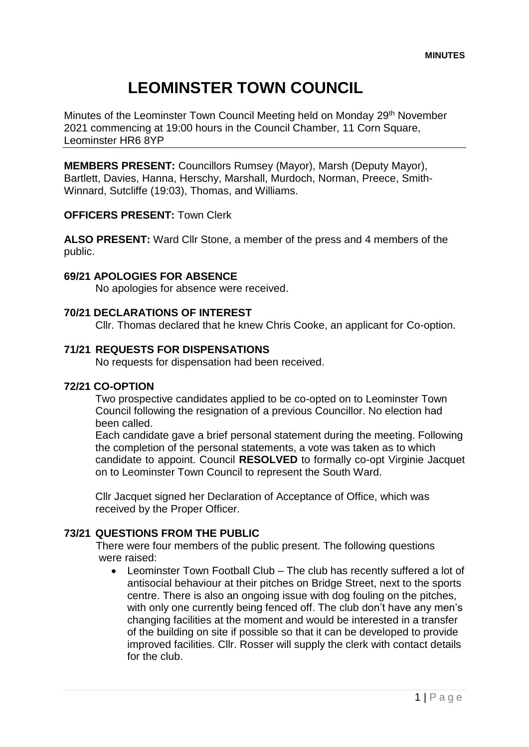**MINUTES**

# LEOMINSTER TOWN COUNCIL

Minutes of the Leominster Town Council Meeting held on Monday 29th November 2021 commencing at 19:00 hours in the Council Chamber, 11 Corn Square, Leominster HR6 8YP

---

**MEMBERS PRESENT:** Councillors Rumsey (Mayor), Marsh (Deputy Mayor), Bartlett, Davies, Hanna, Herschy, Marshall, Murdoch, Norman, Preece, Smith-Winnard, Sutcliffe (19:03), Thomas, and Williams.

**OFFICERS PRESENT:** Town Clerk

**ALSO PRESENT:** Ward Cllr Stone, a member of the press and 4 members of the public.

**69/21 APOLOGIES FOR ABSENCE**

No apologies for absence were received.

**70/21 DECLARATIONS OF INTEREST**

Cllr. Thomas declared that he knew Chris Cooke, an applicant for Co-option.

**71/21 REQUESTS FOR DISPENSATIONS**

No requests for dispensation had been received.

**72/21 CO-OPTION**

Two prospective candidates applied to be co-opted on to Leominster Town Council following the resignation of a previous Councillor. No election had been called.

Each candidate gave a brief personal statement during the meeting. Following the completion of the personal statements, a vote was taken as to which candidate to appoint. Council **RESOLVED** to formally co-opt Virginie Jacquet on to Leominster Town Council to represent the South Ward.

Cllr Jacquet signed her Declaration of Acceptance of Office, which was received by the Proper Officer.

**73/21 QUESTIONS FROM THE PUBLIC**

There were four members of the public present. The following questions were raised:

- Leominster Town Football Club – The club has recently suffered a lot of antisocial behaviour at their pitches on Bridge Street, next to the sports centre. There is also an ongoing issue with dog fouling on the pitches, with only one currently being fenced off. The club don't have any men's changing facilities at the moment and would be interested in a transfer of the building on site if possible so that it can be developed to provide improved facilities. Cllr. Rosser will supply the clerk with contact details for the club.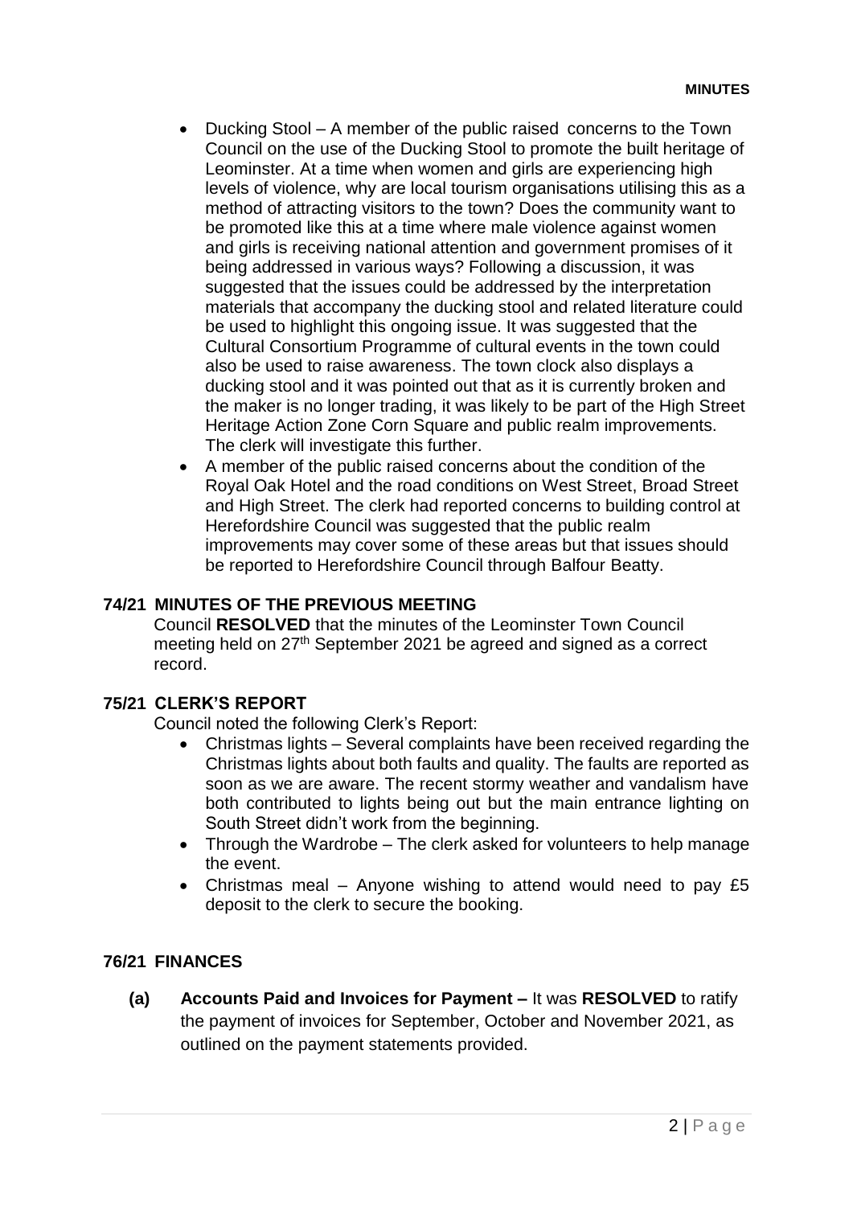- Ducking Stool – A member of the public raised  concerns to the Town Council on the use of the Ducking Stool to promote the built heritage of Leominster. At a time when women and girls are experiencing high levels of violence, why are local tourism organisations utilising this as a method of attracting visitors to the town? Does the community want to be promoted like this at a time where male violence against women and girls is receiving national attention and government promises of it being addressed in various ways? Following a discussion, it was suggested that the issues could be addressed by the interpretation materials that accompany the ducking stool and related literature could be used to highlight this ongoing issue. It was suggested that the Cultural Consortium Programme of cultural events in the town could also be used to raise awareness. The town clock also displays a ducking stool and it was pointed out that as it is currently broken and the maker is no longer trading, it was likely to be part of the High Street Heritage Action Zone Corn Square and public realm improvements. The clerk will investigate this further.
- A member of the public raised concerns about the condition of the Royal Oak Hotel and the road conditions on West Street, Broad Street and High Street. The clerk had reported concerns to building control at Herefordshire Council was suggested that the public realm improvements may cover some of these areas but that issues should be reported to Herefordshire Council through Balfour Beatty.

## 74/21 MINUTES OF THE PREVIOUS MEETING

Council **RESOLVED** that the minutes of the Leominster Town Council meeting held on 27th September 2021 be agreed and signed as a correct record.

## 75/21 CLERK'S REPORT

Council noted the following Clerk's Report:

- Christmas lights – Several complaints have been received regarding the Christmas lights about both faults and quality. The faults are reported as soon as we are aware. The recent stormy weather and vandalism have both contributed to lights being out but the main entrance lighting on South Street didn't work from the beginning.
- Through the Wardrobe – The clerk asked for volunteers to help manage the event.
- Christmas meal – Anyone wishing to attend would need to pay £5 deposit to the clerk to secure the booking.

## 76/21 FINANCES

**(a) Accounts Paid and Invoices for Payment –** It was **RESOLVED** to ratify the payment of invoices for September, October and November 2021, as outlined on the payment statements provided.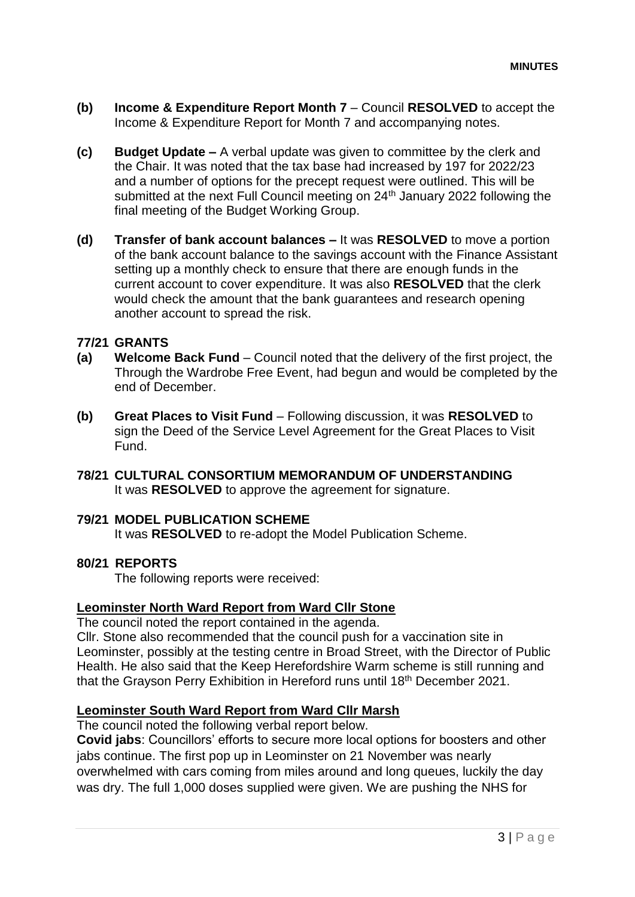**(b) Income & Expenditure Report Month 7** – Council **RESOLVED** to accept the Income & Expenditure Report for Month 7 and accompanying notes.

**(c) Budget Update –** A verbal update was given to committee by the clerk and the Chair. It was noted that the tax base had increased by 197 for 2022/23 and a number of options for the precept request were outlined. This will be submitted at the next Full Council meeting on 24th January 2022 following the final meeting of the Budget Working Group.

**(d) Transfer of bank account balances –** It was **RESOLVED** to move a portion of the bank account balance to the savings account with the Finance Assistant setting up a monthly check to ensure that there are enough funds in the current account to cover expenditure. It was also **RESOLVED** that the clerk would check the amount that the bank guarantees and research opening another account to spread the risk.

**77/21 GRANTS**

**(a) Welcome Back Fund** – Council noted that the delivery of the first project, the Through the Wardrobe Free Event, had begun and would be completed by the end of December.

**(b) Great Places to Visit Fund** – Following discussion, it was **RESOLVED** to sign the Deed of the Service Level Agreement for the Great Places to Visit Fund.

**78/21 CULTURAL CONSORTIUM MEMORANDUM OF UNDERSTANDING**

It was **RESOLVED** to approve the agreement for signature.

**79/21 MODEL PUBLICATION SCHEME**

It was **RESOLVED** to re-adopt the Model Publication Scheme.

**80/21 REPORTS**

The following reports were received:

**Leominster North Ward Report from Ward Cllr Stone**

The council noted the report contained in the agenda.

Cllr. Stone also recommended that the council push for a vaccination site in Leominster, possibly at the testing centre in Broad Street, with the Director of Public Health. He also said that the Keep Herefordshire Warm scheme is still running and that the Grayson Perry Exhibition in Hereford runs until 18th December 2021.

**Leominster South Ward Report from Ward Cllr Marsh**

The council noted the following verbal report below.

**Covid jabs**: Councillors' efforts to secure more local options for boosters and other jabs continue. The first pop up in Leominster on 21 November was nearly overwhelmed with cars coming from miles around and long queues, luckily the day was dry. The full 1,000 doses supplied were given. We are pushing the NHS for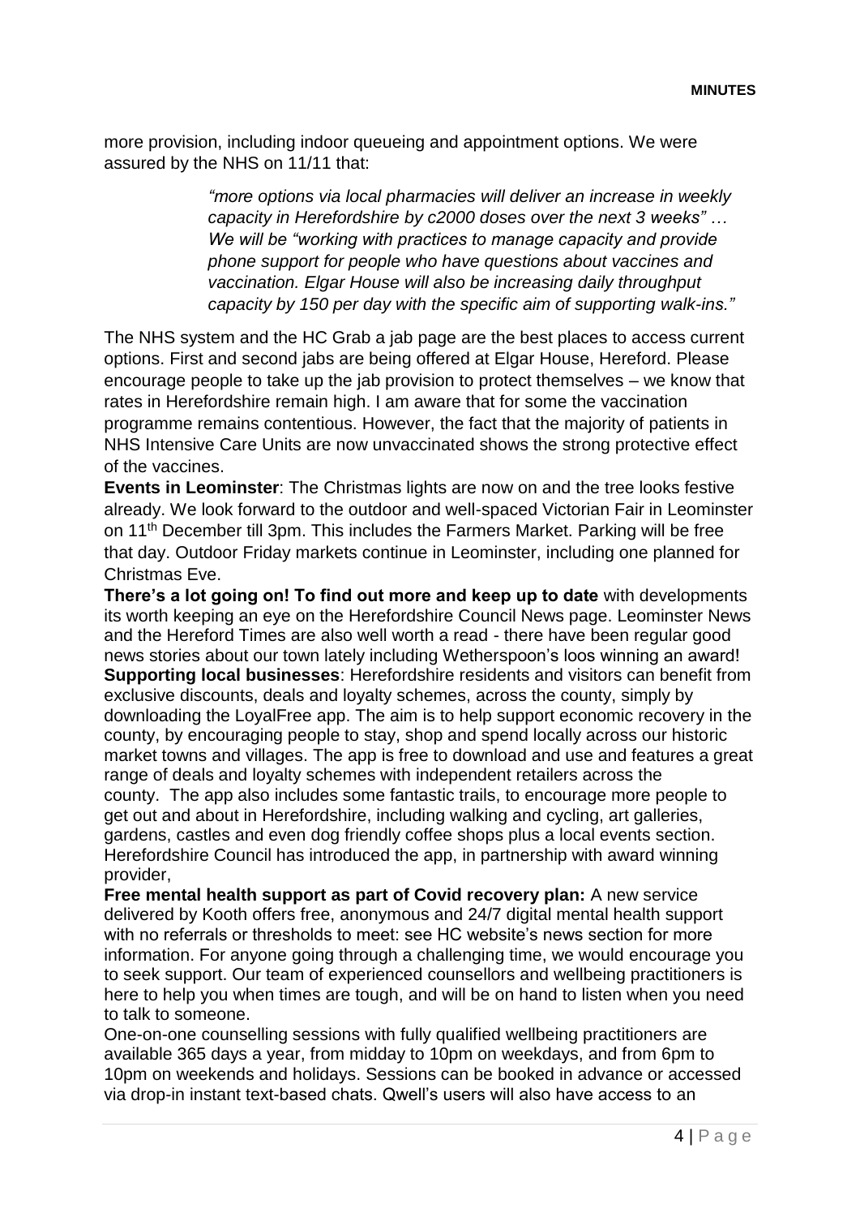more provision, including indoor queueing and appointment options. We were assured by the NHS on 11/11 that:

> *"more options via local pharmacies will deliver an increase in weekly capacity in Herefordshire by c2000 doses over the next 3 weeks" … We will be "working with practices to manage capacity and provide phone support for people who have questions about vaccines and vaccination. Elgar House will also be increasing daily throughput capacity by 150 per day with the specific aim of supporting walk-ins."*

The NHS system and the HC Grab a jab page are the best places to access current options. First and second jabs are being offered at Elgar House, Hereford. Please encourage people to take up the jab provision to protect themselves – we know that rates in Herefordshire remain high. I am aware that for some the vaccination programme remains contentious. However, the fact that the majority of patients in NHS Intensive Care Units are now unvaccinated shows the strong protective effect of the vaccines.

**Events in Leominster**: The Christmas lights are now on and the tree looks festive already. We look forward to the outdoor and well-spaced Victorian Fair in Leominster on 11th December till 3pm. This includes the Farmers Market. Parking will be free that day. Outdoor Friday markets continue in Leominster, including one planned for Christmas Eve.

**There's a lot going on! To find out more and keep up to date** with developments its worth keeping an eye on the Herefordshire Council News page. Leominster News and the Hereford Times are also well worth a read - there have been regular good news stories about our town lately including Wetherspoon's loos winning an award!

**Supporting local businesses**: Herefordshire residents and visitors can benefit from exclusive discounts, deals and loyalty schemes, across the county, simply by downloading the LoyalFree app. The aim is to help support economic recovery in the county, by encouraging people to stay, shop and spend locally across our historic market towns and villages. The app is free to download and use and features a great range of deals and loyalty schemes with independent retailers across the county. The app also includes some fantastic trails, to encourage more people to get out and about in Herefordshire, including walking and cycling, art galleries, gardens, castles and even dog friendly coffee shops plus a local events section. Herefordshire Council has introduced the app, in partnership with award winning provider,

**Free mental health support as part of Covid recovery plan:** A new service delivered by Kooth offers free, anonymous and 24/7 digital mental health support with no referrals or thresholds to meet: see HC website's news section for more information. For anyone going through a challenging time, we would encourage you to seek support. Our team of experienced counsellors and wellbeing practitioners is here to help you when times are tough, and will be on hand to listen when you need to talk to someone.

One-on-one counselling sessions with fully qualified wellbeing practitioners are available 365 days a year, from midday to 10pm on weekdays, and from 6pm to 10pm on weekends and holidays. Sessions can be booked in advance or accessed via drop-in instant text-based chats. Qwell's users will also have access to an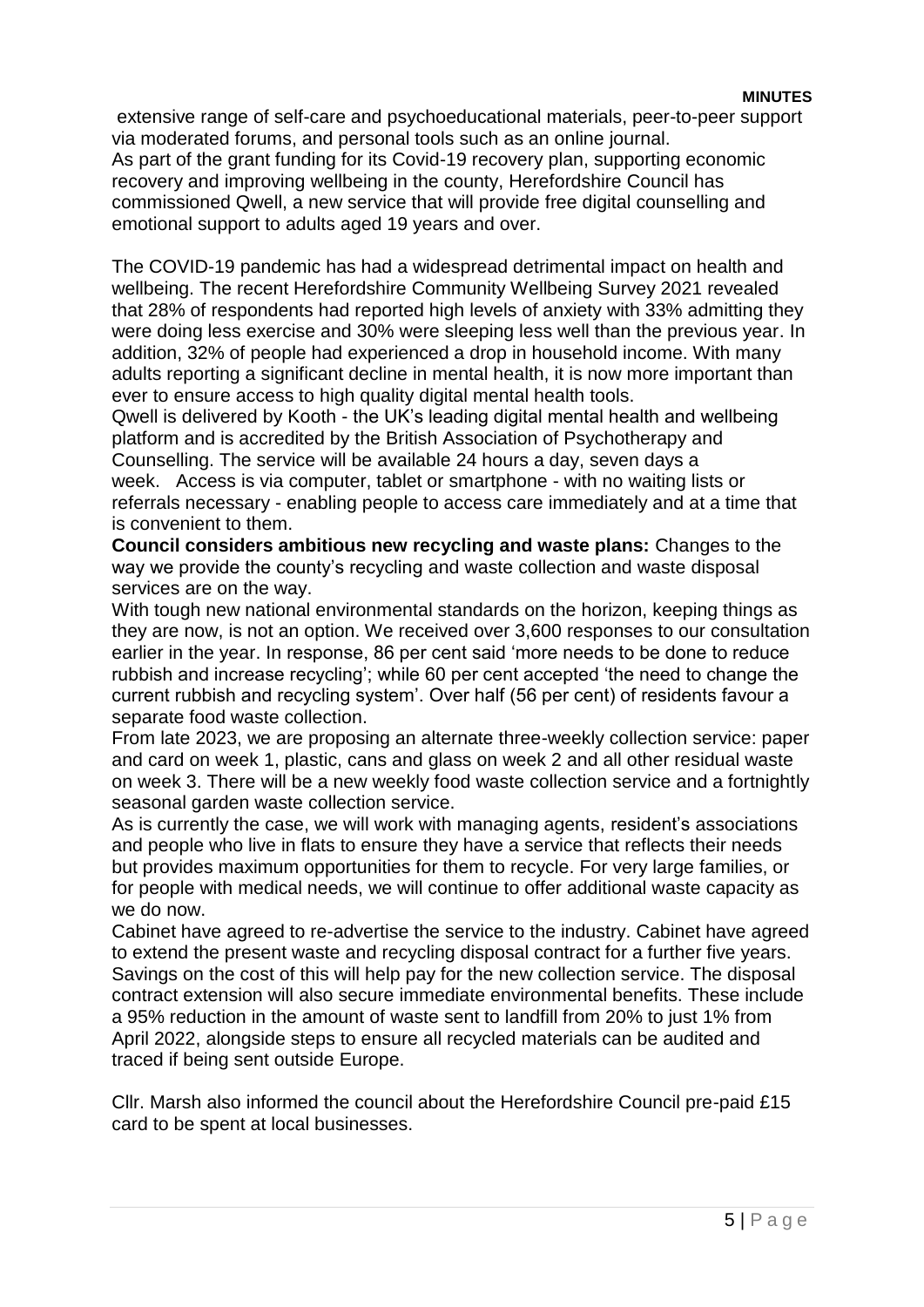extensive range of self-care and psychoeducational materials, peer-to-peer support via moderated forums, and personal tools such as an online journal.
As part of the grant funding for its Covid-19 recovery plan, supporting economic recovery and improving wellbeing in the county, Herefordshire Council has commissioned Qwell, a new service that will provide free digital counselling and emotional support to adults aged 19 years and over.

The COVID-19 pandemic has had a widespread detrimental impact on health and wellbeing. The recent Herefordshire Community Wellbeing Survey 2021 revealed that 28% of respondents had reported high levels of anxiety with 33% admitting they were doing less exercise and 30% were sleeping less well than the previous year. In addition, 32% of people had experienced a drop in household income. With many adults reporting a significant decline in mental health, it is now more important than ever to ensure access to high quality digital mental health tools.
Qwell is delivered by Kooth - the UK's leading digital mental health and wellbeing platform and is accredited by the British Association of Psychotherapy and Counselling. The service will be available 24 hours a day, seven days a week. Access is via computer, tablet or smartphone - with no waiting lists or referrals necessary - enabling people to access care immediately and at a time that is convenient to them.

**Council considers ambitious new recycling and waste plans:** Changes to the way we provide the county's recycling and waste collection and waste disposal services are on the way.
With tough new national environmental standards on the horizon, keeping things as they are now, is not an option. We received over 3,600 responses to our consultation earlier in the year. In response, 86 per cent said 'more needs to be done to reduce rubbish and increase recycling'; while 60 per cent accepted 'the need to change the current rubbish and recycling system'. Over half (56 per cent) of residents favour a separate food waste collection.
From late 2023, we are proposing an alternate three-weekly collection service: paper and card on week 1, plastic, cans and glass on week 2 and all other residual waste on week 3. There will be a new weekly food waste collection service and a fortnightly seasonal garden waste collection service.
As is currently the case, we will work with managing agents, resident's associations and people who live in flats to ensure they have a service that reflects their needs but provides maximum opportunities for them to recycle. For very large families, or for people with medical needs, we will continue to offer additional waste capacity as we do now.
Cabinet have agreed to re-advertise the service to the industry. Cabinet have agreed to extend the present waste and recycling disposal contract for a further five years. Savings on the cost of this will help pay for the new collection service. The disposal contract extension will also secure immediate environmental benefits. These include a 95% reduction in the amount of waste sent to landfill from 20% to just 1% from April 2022, alongside steps to ensure all recycled materials can be audited and traced if being sent outside Europe.

Cllr. Marsh also informed the council about the Herefordshire Council pre-paid £15 card to be spent at local businesses.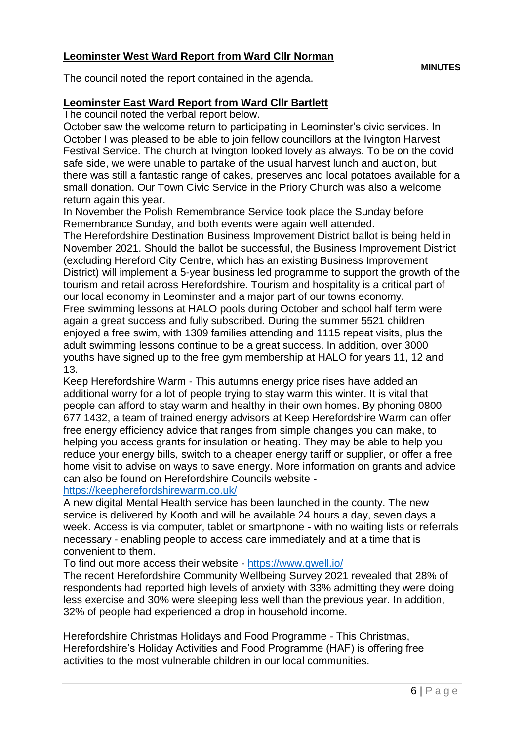**Leominster West Ward Report from Ward Cllr Norman**

The council noted the report contained in the agenda.

**Leominster East Ward Report from Ward Cllr Bartlett**

The council noted the verbal report below.

October saw the welcome return to participating in Leominster's civic services. In October I was pleased to be able to join fellow councillors at the Ivington Harvest Festival Service. The church at Ivington looked lovely as always. To be on the covid safe side, we were unable to partake of the usual harvest lunch and auction, but there was still a fantastic range of cakes, preserves and local potatoes available for a small donation. Our Town Civic Service in the Priory Church was also a welcome return again this year.

In November the Polish Remembrance Service took place the Sunday before Remembrance Sunday, and both events were again well attended.

The Herefordshire Destination Business Improvement District ballot is being held in November 2021. Should the ballot be successful, the Business Improvement District (excluding Hereford City Centre, which has an existing Business Improvement District) will implement a 5-year business led programme to support the growth of the tourism and retail across Herefordshire. Tourism and hospitality is a critical part of our local economy in Leominster and a major part of our towns economy.

Free swimming lessons at HALO pools during October and school half term were again a great success and fully subscribed. During the summer 5521 children enjoyed a free swim, with 1309 families attending and 1115 repeat visits, plus the adult swimming lessons continue to be a great success. In addition, over 3000 youths have signed up to the free gym membership at HALO for years 11, 12 and 13.

Keep Herefordshire Warm - This autumns energy price rises have added an additional worry for a lot of people trying to stay warm this winter. It is vital that people can afford to stay warm and healthy in their own homes. By phoning 0800 677 1432, a team of trained energy advisors at Keep Herefordshire Warm can offer free energy efficiency advice that ranges from simple changes you can make, to helping you access grants for insulation or heating. They may be able to help you reduce your energy bills, switch to a cheaper energy tariff or supplier, or offer a free home visit to advise on ways to save energy. More information on grants and advice can also be found on Herefordshire Councils website - https://keepherefordshirewarm.co.uk/

A new digital Mental Health service has been launched in the county. The new service is delivered by Kooth and will be available 24 hours a day, seven days a week. Access is via computer, tablet or smartphone - with no waiting lists or referrals necessary - enabling people to access care immediately and at a time that is convenient to them.

To find out more access their website - https://www.qwell.io/

The recent Herefordshire Community Wellbeing Survey 2021 revealed that 28% of respondents had reported high levels of anxiety with 33% admitting they were doing less exercise and 30% were sleeping less well than the previous year. In addition, 32% of people had experienced a drop in household income.

Herefordshire Christmas Holidays and Food Programme - This Christmas, Herefordshire's Holiday Activities and Food Programme (HAF) is offering free activities to the most vulnerable children in our local communities.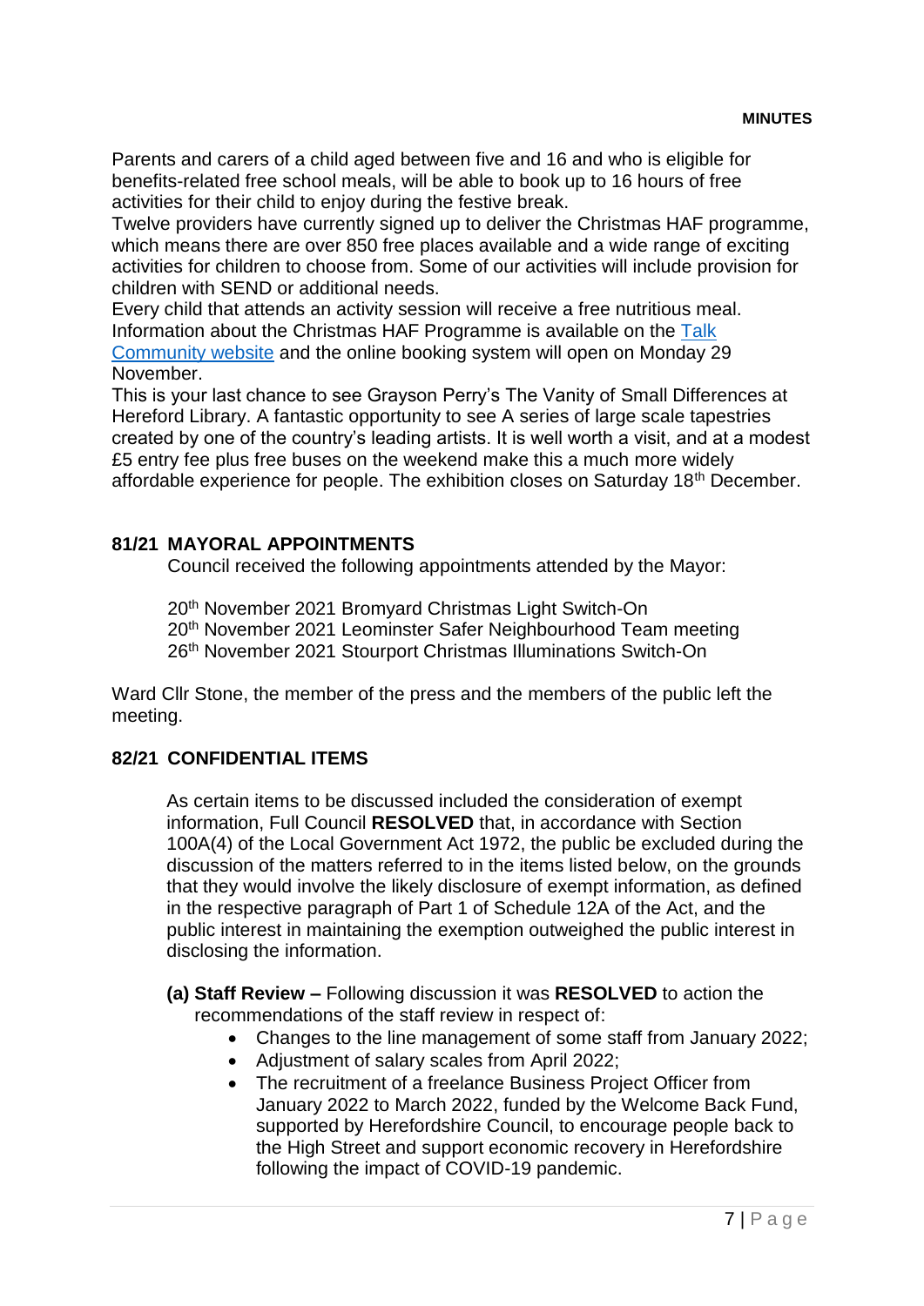Parents and carers of a child aged between five and 16 and who is eligible for benefits-related free school meals, will be able to book up to 16 hours of free activities for their child to enjoy during the festive break.
Twelve providers have currently signed up to deliver the Christmas HAF programme, which means there are over 850 free places available and a wide range of exciting activities for children to choose from. Some of our activities will include provision for children with SEND or additional needs.
Every child that attends an activity session will receive a free nutritious meal.
Information about the Christmas HAF Programme is available on the [Talk Community website] and the online booking system will open on Monday 29 November.
This is your last chance to see Grayson Perry's The Vanity of Small Differences at Hereford Library. A fantastic opportunity to see A series of large scale tapestries created by one of the country's leading artists. It is well worth a visit, and at a modest £5 entry fee plus free buses on the weekend make this a much more widely affordable experience for people. The exhibition closes on Saturday 18th December.

## 81/21 MAYORAL APPOINTMENTS

Council received the following appointments attended by the Mayor:

20th November 2021 Bromyard Christmas Light Switch-On
20th November 2021 Leominster Safer Neighbourhood Team meeting
26th November 2021 Stourport Christmas Illuminations Switch-On

Ward Cllr Stone, the member of the press and the members of the public left the meeting.

## 82/21 CONFIDENTIAL ITEMS

As certain items to be discussed included the consideration of exempt information, Full Council **RESOLVED** that, in accordance with Section 100A(4) of the Local Government Act 1972, the public be excluded during the discussion of the matters referred to in the items listed below, on the grounds that they would involve the likely disclosure of exempt information, as defined in the respective paragraph of Part 1 of Schedule 12A of the Act, and the public interest in maintaining the exemption outweighed the public interest in disclosing the information.

**(a) Staff Review –** Following discussion it was **RESOLVED** to action the recommendations of the staff review in respect of:

- Changes to the line management of some staff from January 2022;
- Adjustment of salary scales from April 2022;
- The recruitment of a freelance Business Project Officer from January 2022 to March 2022, funded by the Welcome Back Fund, supported by Herefordshire Council, to encourage people back to the High Street and support economic recovery in Herefordshire following the impact of COVID-19 pandemic.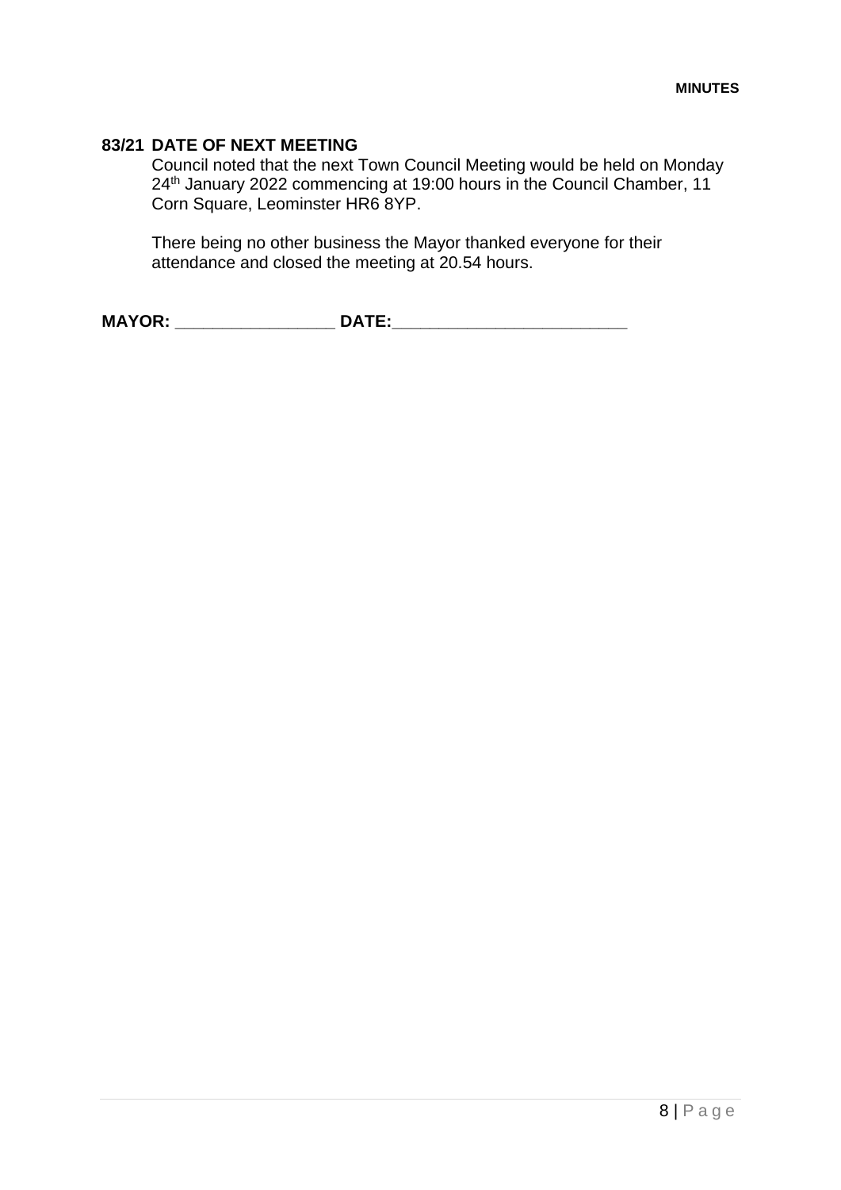### 83/21 DATE OF NEXT MEETING

Council noted that the next Town Council Meeting would be held on Monday 24th January 2022 commencing at 19:00 hours in the Council Chamber, 11 Corn Square, Leominster HR6 8YP.

There being no other business the Mayor thanked everyone for their attendance and closed the meeting at 20.54 hours.

**MAYOR:** _________________ **DATE:**_________________________